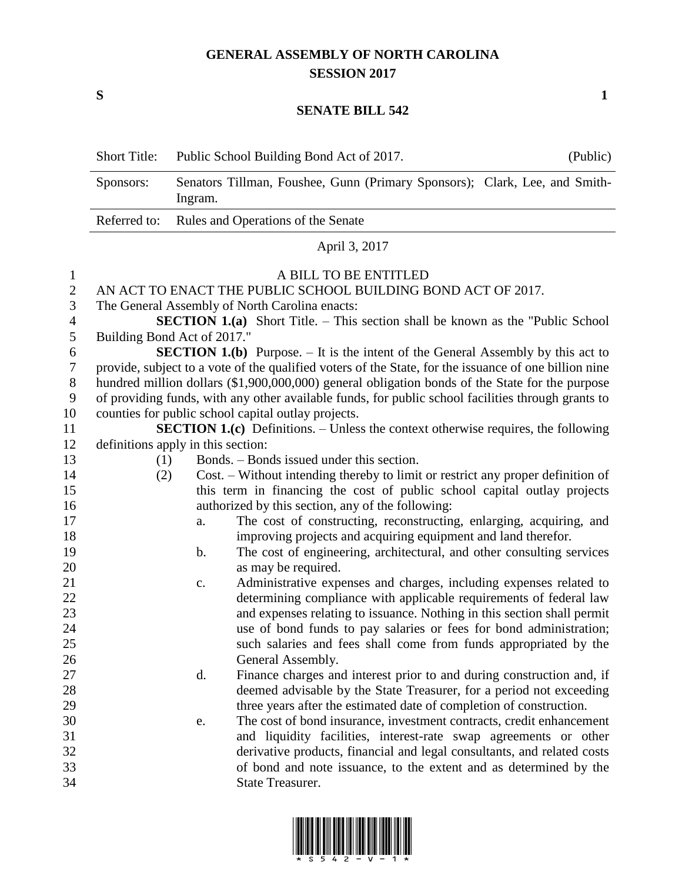# GENERAL ASSEMBLY OF NORTH CAROLINA
## SESSION 2017

**S** **1**

## SENATE BILL 542

| | | |
|---|---|---|
| Short Title: | Public School Building Bond Act of 2017. | (Public) |
| Sponsors: | Senators Tillman, Foushee, Gunn (Primary Sponsors); Clark, Lee, and Smith-Ingram. | |
| Referred to: | Rules and Operations of the Senate | |

April 3, 2017

A BILL TO BE ENTITLED

AN ACT TO ENACT THE PUBLIC SCHOOL BUILDING BOND ACT OF 2017.

The General Assembly of North Carolina enacts:

**SECTION 1.(a)** Short Title. – This section shall be known as the "Public School Building Bond Act of 2017."

**SECTION 1.(b)** Purpose. – It is the intent of the General Assembly by this act to provide, subject to a vote of the qualified voters of the State, for the issuance of one billion nine hundred million dollars ($1,900,000,000) general obligation bonds of the State for the purpose of providing funds, with any other available funds, for public school facilities through grants to counties for public school capital outlay projects.

**SECTION 1.(c)** Definitions. – Unless the context otherwise requires, the following definitions apply in this section:

(1) Bonds. – Bonds issued under this section.

(2) Cost. – Without intending thereby to limit or restrict any proper definition of this term in financing the cost of public school capital outlay projects authorized by this section, any of the following:

a. The cost of constructing, reconstructing, enlarging, acquiring, and improving projects and acquiring equipment and land therefor.

b. The cost of engineering, architectural, and other consulting services as may be required.

c. Administrative expenses and charges, including expenses related to determining compliance with applicable requirements of federal law and expenses relating to issuance. Nothing in this section shall permit use of bond funds to pay salaries or fees for bond administration; such salaries and fees shall come from funds appropriated by the General Assembly.

d. Finance charges and interest prior to and during construction and, if deemed advisable by the State Treasurer, for a period not exceeding three years after the estimated date of completion of construction.

e. The cost of bond insurance, investment contracts, credit enhancement and liquidity facilities, interest-rate swap agreements or other derivative products, financial and legal consultants, and related costs of bond and note issuance, to the extent and as determined by the State Treasurer.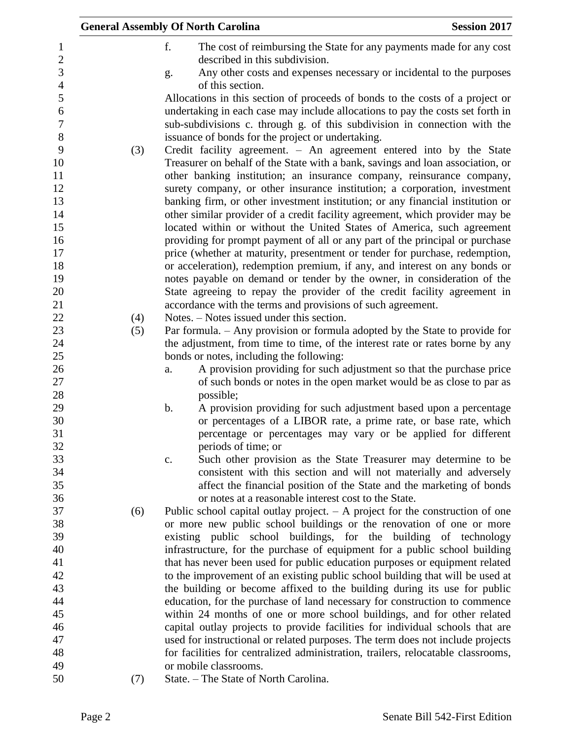f. The cost of reimbursing the State for any payments made for any cost described in this subdivision.

g. Any other costs and expenses necessary or incidental to the purposes of this section.

Allocations in this section of proceeds of bonds to the costs of a project or undertaking in each case may include allocations to pay the costs set forth in sub-subdivisions c. through g. of this subdivision in connection with the issuance of bonds for the project or undertaking.

(3) Credit facility agreement. – An agreement entered into by the State Treasurer on behalf of the State with a bank, savings and loan association, or other banking institution; an insurance company, reinsurance company, surety company, or other insurance institution; a corporation, investment banking firm, or other investment institution; or any financial institution or other similar provider of a credit facility agreement, which provider may be located within or without the United States of America, such agreement providing for prompt payment of all or any part of the principal or purchase price (whether at maturity, presentment or tender for purchase, redemption, or acceleration), redemption premium, if any, and interest on any bonds or notes payable on demand or tender by the owner, in consideration of the State agreeing to repay the provider of the credit facility agreement in accordance with the terms and provisions of such agreement.

(4) Notes. – Notes issued under this section.

(5) Par formula. – Any provision or formula adopted by the State to provide for the adjustment, from time to time, of the interest rate or rates borne by any bonds or notes, including the following:

a. A provision providing for such adjustment so that the purchase price of such bonds or notes in the open market would be as close to par as possible;

b. A provision providing for such adjustment based upon a percentage or percentages of a LIBOR rate, a prime rate, or base rate, which percentage or percentages may vary or be applied for different periods of time; or

c. Such other provision as the State Treasurer may determine to be consistent with this section and will not materially and adversely affect the financial position of the State and the marketing of bonds or notes at a reasonable interest cost to the State.

(6) Public school capital outlay project. – A project for the construction of one or more new public school buildings or the renovation of one or more existing public school buildings, for the building of technology infrastructure, for the purchase of equipment for a public school building that has never been used for public education purposes or equipment related to the improvement of an existing public school building that will be used at the building or become affixed to the building during its use for public education, for the purchase of land necessary for construction to commence within 24 months of one or more school buildings, and for other related capital outlay projects to provide facilities for individual schools that are used for instructional or related purposes. The term does not include projects for facilities for centralized administration, trailers, relocatable classrooms, or mobile classrooms.

(7) State. – The State of North Carolina.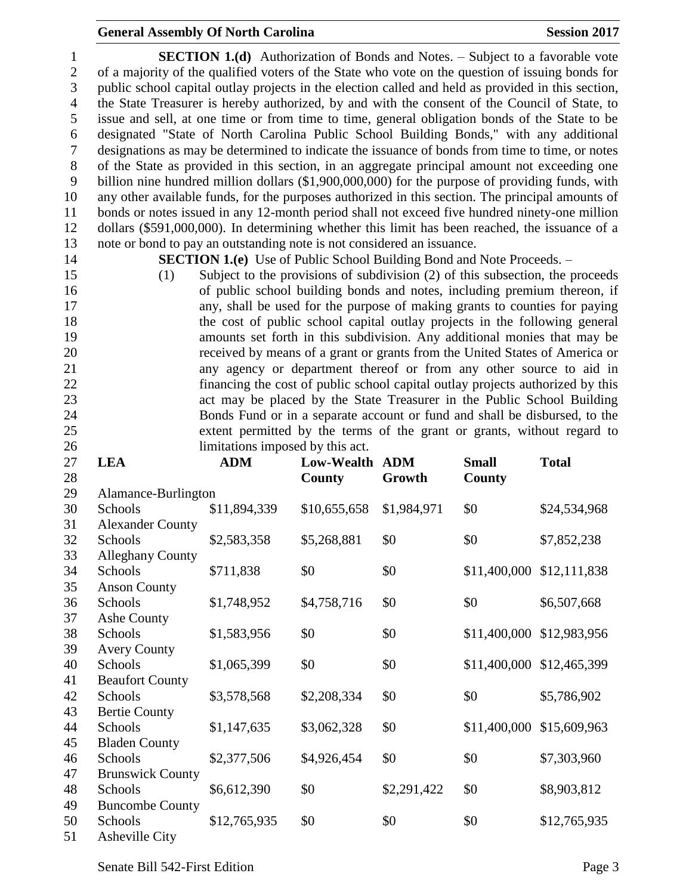**SECTION 1.(d)** Authorization of Bonds and Notes. – Subject to a favorable vote of a majority of the qualified voters of the State who vote on the question of issuing bonds for public school capital outlay projects in the election called and held as provided in this section, the State Treasurer is hereby authorized, by and with the consent of the Council of State, to issue and sell, at one time or from time to time, general obligation bonds of the State to be designated "State of North Carolina Public School Building Bonds," with any additional designations as may be determined to indicate the issuance of bonds from time to time, or notes of the State as provided in this section, in an aggregate principal amount not exceeding one billion nine hundred million dollars ($1,900,000,000) for the purpose of providing funds, with any other available funds, for the purposes authorized in this section. The principal amounts of bonds or notes issued in any 12-month period shall not exceed five hundred ninety-one million dollars ($591,000,000). In determining whether this limit has been reached, the issuance of a note or bond to pay an outstanding note is not considered an issuance.

**SECTION 1.(e)** Use of Public School Building Bond and Note Proceeds. –

(1) Subject to the provisions of subdivision (2) of this subsection, the proceeds of public school building bonds and notes, including premium thereon, if any, shall be used for the purpose of making grants to counties for paying the cost of public school capital outlay projects in the following general amounts set forth in this subdivision. Any additional monies that may be received by means of a grant or grants from the United States of America or any agency or department thereof or from any other source to aid in financing the cost of public school capital outlay projects authorized by this act may be placed by the State Treasurer in the Public School Building Bonds Fund or in a separate account or fund and shall be disbursed, to the extent permitted by the terms of the grant or grants, without regard to limitations imposed by this act.

| LEA | ADM | Low-Wealth County | ADM Growth | Small County | Total |
|---|---|---|---|---|---|
| Alamance-Burlington Schools | $11,894,339 | $10,655,658 | $1,984,971 | $0 | $24,534,968 |
| Alexander County Schools | $2,583,358 | $5,268,881 | $0 | $0 | $7,852,238 |
| Alleghany County Schools | $711,838 | $0 | $0 | $11,400,000 | $12,111,838 |
| Anson County Schools | $1,748,952 | $4,758,716 | $0 | $0 | $6,507,668 |
| Ashe County Schools | $1,583,956 | $0 | $0 | $11,400,000 | $12,983,956 |
| Avery County Schools | $1,065,399 | $0 | $0 | $11,400,000 | $12,465,399 |
| Beaufort County Schools | $3,578,568 | $2,208,334 | $0 | $0 | $5,786,902 |
| Bertie County Schools | $1,147,635 | $3,062,328 | $0 | $11,400,000 | $15,609,963 |
| Bladen County Schools | $2,377,506 | $4,926,454 | $0 | $0 | $7,303,960 |
| Brunswick County Schools | $6,612,390 | $0 | $2,291,422 | $0 | $8,903,812 |
| Buncombe County Schools | $12,765,935 | $0 | $0 | $0 | $12,765,935 |
| Asheville City | | | | | |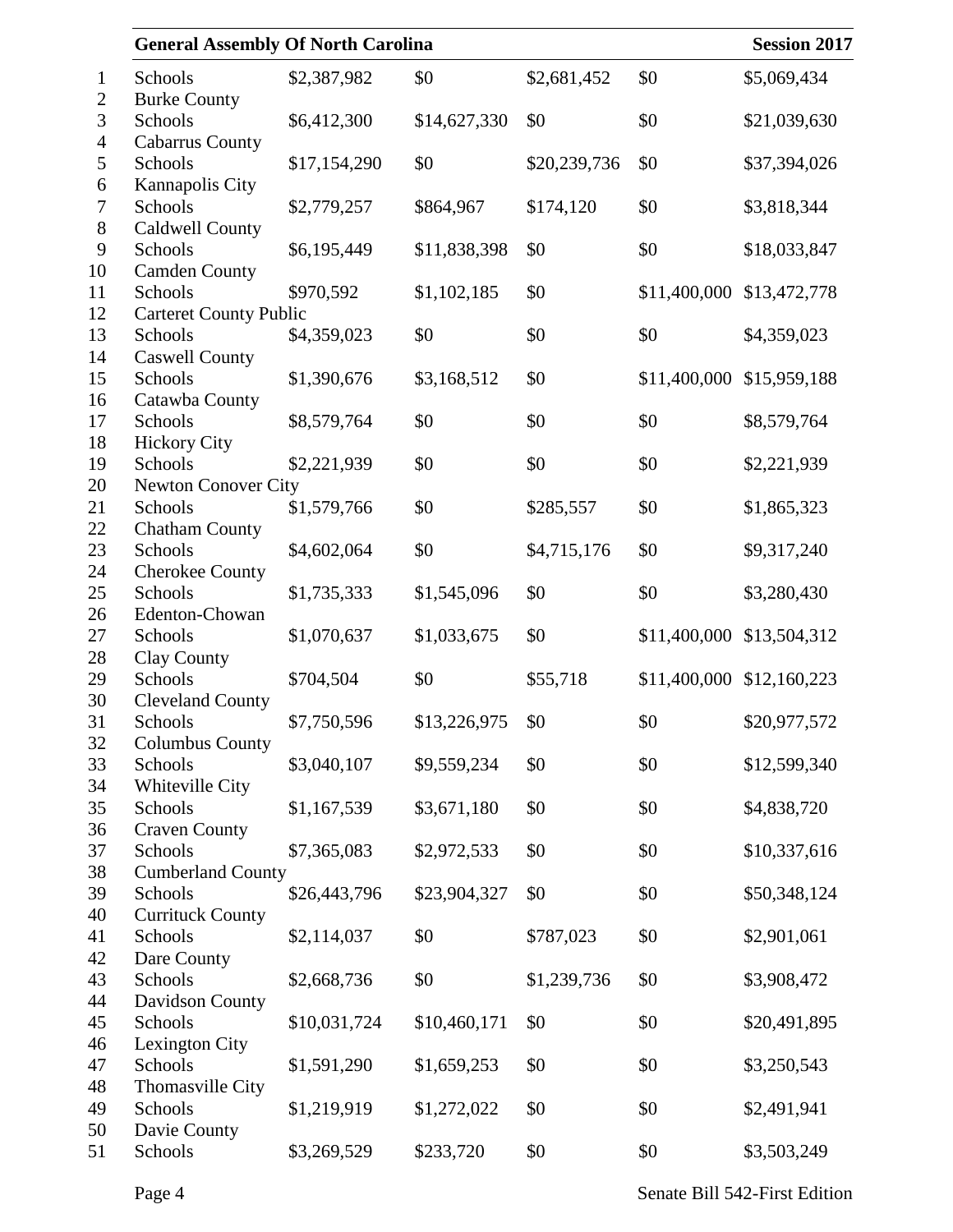| | | | | | |
|---|---|---|---|---|---|
| Schools | $2,387,982 | $0 | $2,681,452 | $0 | $5,069,434 |
| Burke County Schools | $6,412,300 | $14,627,330 | $0 | $0 | $21,039,630 |
| Cabarrus County Schools | $17,154,290 | $0 | $20,239,736 | $0 | $37,394,026 |
| Kannapolis City Schools | $2,779,257 | $864,967 | $174,120 | $0 | $3,818,344 |
| Caldwell County Schools | $6,195,449 | $11,838,398 | $0 | $0 | $18,033,847 |
| Camden County Schools | $970,592 | $1,102,185 | $0 | $11,400,000 | $13,472,778 |
| Carteret County Public Schools | $4,359,023 | $0 | $0 | $0 | $4,359,023 |
| Caswell County Schools | $1,390,676 | $3,168,512 | $0 | $11,400,000 | $15,959,188 |
| Catawba County Schools | $8,579,764 | $0 | $0 | $0 | $8,579,764 |
| Hickory City Schools | $2,221,939 | $0 | $0 | $0 | $2,221,939 |
| Newton Conover City Schools | $1,579,766 | $0 | $285,557 | $0 | $1,865,323 |
| Chatham County Schools | $4,602,064 | $0 | $4,715,176 | $0 | $9,317,240 |
| Cherokee County Schools | $1,735,333 | $1,545,096 | $0 | $0 | $3,280,430 |
| Edenton-Chowan Schools | $1,070,637 | $1,033,675 | $0 | $11,400,000 | $13,504,312 |
| Clay County Schools | $704,504 | $0 | $55,718 | $11,400,000 | $12,160,223 |
| Cleveland County Schools | $7,750,596 | $13,226,975 | $0 | $0 | $20,977,572 |
| Columbus County Schools | $3,040,107 | $9,559,234 | $0 | $0 | $12,599,340 |
| Whiteville City Schools | $1,167,539 | $3,671,180 | $0 | $0 | $4,838,720 |
| Craven County Schools | $7,365,083 | $2,972,533 | $0 | $0 | $10,337,616 |
| Cumberland County Schools | $26,443,796 | $23,904,327 | $0 | $0 | $50,348,124 |
| Currituck County Schools | $2,114,037 | $0 | $787,023 | $0 | $2,901,061 |
| Dare County Schools | $2,668,736 | $0 | $1,239,736 | $0 | $3,908,472 |
| Davidson County Schools | $10,031,724 | $10,460,171 | $0 | $0 | $20,491,895 |
| Lexington City Schools | $1,591,290 | $1,659,253 | $0 | $0 | $3,250,543 |
| Thomasville City Schools | $1,219,919 | $1,272,022 | $0 | $0 | $2,491,941 |
| Davie County Schools | $3,269,529 | $233,720 | $0 | $0 | $3,503,249 |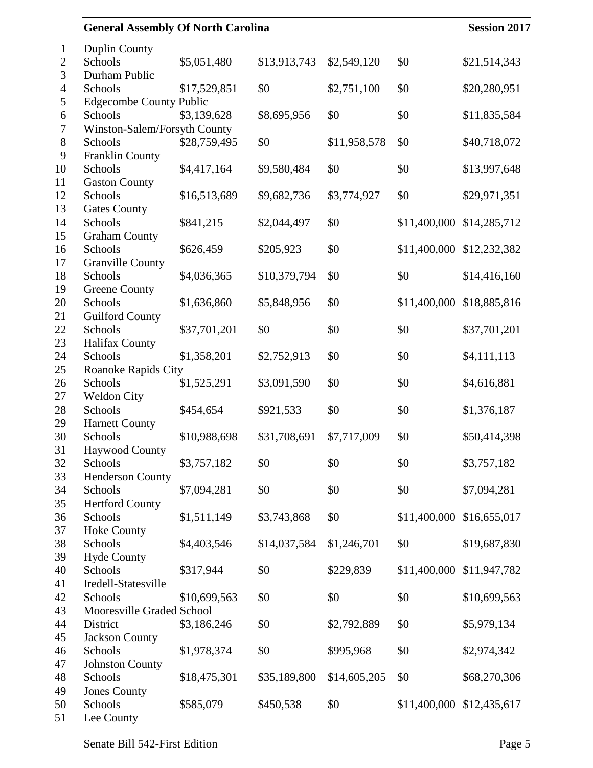| | | | | | |
|---|---|---|---|---|---|
| Duplin County Schools | $5,051,480 | $13,913,743 | $2,549,120 | $0 | $21,514,343 |
| Durham Public Schools | $17,529,851 | $0 | $2,751,100 | $0 | $20,280,951 |
| Edgecombe County Public Schools | $3,139,628 | $8,695,956 | $0 | $0 | $11,835,584 |
| Winston-Salem/Forsyth County Schools | $28,759,495 | $0 | $11,958,578 | $0 | $40,718,072 |
| Franklin County Schools | $4,417,164 | $9,580,484 | $0 | $0 | $13,997,648 |
| Gaston County Schools | $16,513,689 | $9,682,736 | $3,774,927 | $0 | $29,971,351 |
| Gates County Schools | $841,215 | $2,044,497 | $0 | $11,400,000 | $14,285,712 |
| Graham County Schools | $626,459 | $205,923 | $0 | $11,400,000 | $12,232,382 |
| Granville County Schools | $4,036,365 | $10,379,794 | $0 | $0 | $14,416,160 |
| Greene County Schools | $1,636,860 | $5,848,956 | $0 | $11,400,000 | $18,885,816 |
| Guilford County Schools | $37,701,201 | $0 | $0 | $0 | $37,701,201 |
| Halifax County Schools | $1,358,201 | $2,752,913 | $0 | $0 | $4,111,113 |
| Roanoke Rapids City Schools | $1,525,291 | $3,091,590 | $0 | $0 | $4,616,881 |
| Weldon City Schools | $454,654 | $921,533 | $0 | $0 | $1,376,187 |
| Harnett County Schools | $10,988,698 | $31,708,691 | $7,717,009 | $0 | $50,414,398 |
| Haywood County Schools | $3,757,182 | $0 | $0 | $0 | $3,757,182 |
| Henderson County Schools | $7,094,281 | $0 | $0 | $0 | $7,094,281 |
| Hertford County Schools | $1,511,149 | $3,743,868 | $0 | $11,400,000 | $16,655,017 |
| Hoke County Schools | $4,403,546 | $14,037,584 | $1,246,701 | $0 | $19,687,830 |
| Hyde County Schools | $317,944 | $0 | $229,839 | $11,400,000 | $11,947,782 |
| Iredell-Statesville Schools | $10,699,563 | $0 | $0 | $0 | $10,699,563 |
| Mooresville Graded School District | $3,186,246 | $0 | $2,792,889 | $0 | $5,979,134 |
| Jackson County Schools | $1,978,374 | $0 | $995,968 | $0 | $2,974,342 |
| Johnston County Schools | $18,475,301 | $35,189,800 | $14,605,205 | $0 | $68,270,306 |
| Jones County Schools | $585,079 | $450,538 | $0 | $11,400,000 | $12,435,617 |
| Lee County | | | | | |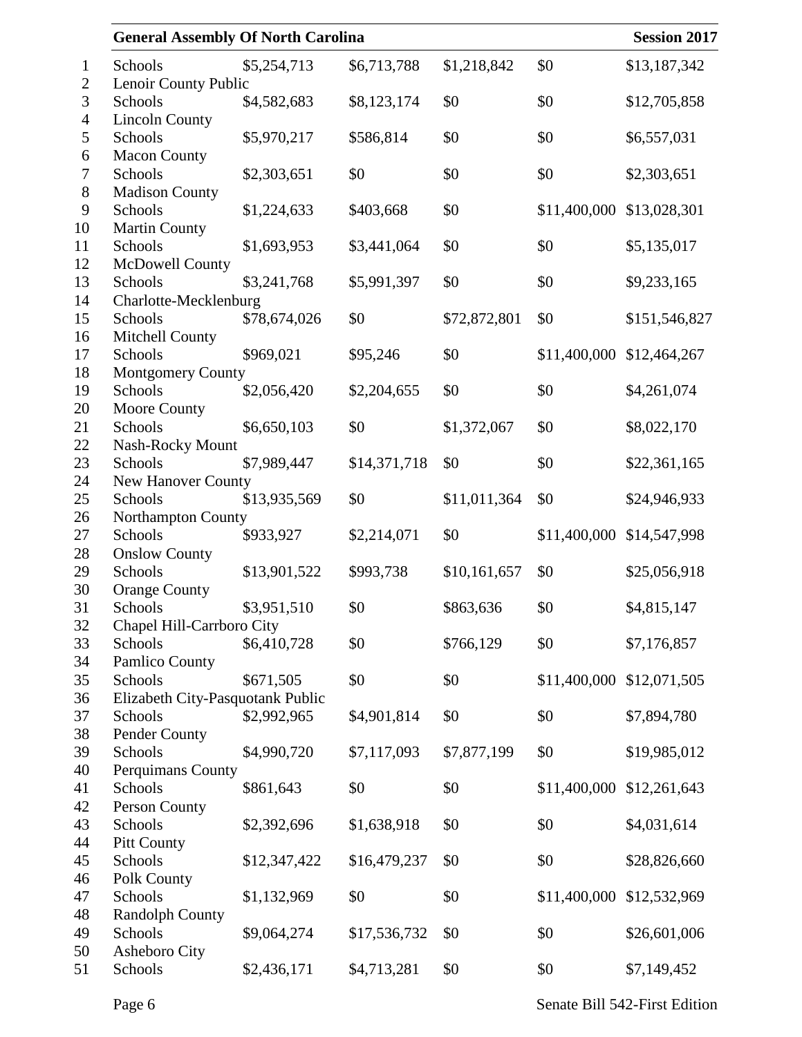| | | | | | |
|---|---|---|---|---|---|
| Schools | $5,254,713 | $6,713,788 | $1,218,842 | $0 | $13,187,342 |
| Lenoir County Public Schools | $4,582,683 | $8,123,174 | $0 | $0 | $12,705,858 |
| Lincoln County Schools | $5,970,217 | $586,814 | $0 | $0 | $6,557,031 |
| Macon County Schools | $2,303,651 | $0 | $0 | $0 | $2,303,651 |
| Madison County Schools | $1,224,633 | $403,668 | $0 | $11,400,000 | $13,028,301 |
| Martin County Schools | $1,693,953 | $3,441,064 | $0 | $0 | $5,135,017 |
| McDowell County Schools | $3,241,768 | $5,991,397 | $0 | $0 | $9,233,165 |
| Charlotte-Mecklenburg Schools | $78,674,026 | $0 | $72,872,801 | $0 | $151,546,827 |
| Mitchell County Schools | $969,021 | $95,246 | $0 | $11,400,000 | $12,464,267 |
| Montgomery County Schools | $2,056,420 | $2,204,655 | $0 | $0 | $4,261,074 |
| Moore County Schools | $6,650,103 | $0 | $1,372,067 | $0 | $8,022,170 |
| Nash-Rocky Mount Schools | $7,989,447 | $14,371,718 | $0 | $0 | $22,361,165 |
| New Hanover County Schools | $13,935,569 | $0 | $11,011,364 | $0 | $24,946,933 |
| Northampton County Schools | $933,927 | $2,214,071 | $0 | $11,400,000 | $14,547,998 |
| Onslow County Schools | $13,901,522 | $993,738 | $10,161,657 | $0 | $25,056,918 |
| Orange County Schools | $3,951,510 | $0 | $863,636 | $0 | $4,815,147 |
| Chapel Hill-Carrboro City Schools | $6,410,728 | $0 | $766,129 | $0 | $7,176,857 |
| Pamlico County Schools | $671,505 | $0 | $0 | $11,400,000 | $12,071,505 |
| Elizabeth City-Pasquotank Public Schools | $2,992,965 | $4,901,814 | $0 | $0 | $7,894,780 |
| Pender County Schools | $4,990,720 | $7,117,093 | $7,877,199 | $0 | $19,985,012 |
| Perquimans County Schools | $861,643 | $0 | $0 | $11,400,000 | $12,261,643 |
| Person County Schools | $2,392,696 | $1,638,918 | $0 | $0 | $4,031,614 |
| Pitt County Schools | $12,347,422 | $16,479,237 | $0 | $0 | $28,826,660 |
| Polk County Schools | $1,132,969 | $0 | $0 | $11,400,000 | $12,532,969 |
| Randolph County Schools | $9,064,274 | $17,536,732 | $0 | $0 | $26,601,006 |
| Asheboro City Schools | $2,436,171 | $4,713,281 | $0 | $0 | $7,149,452 |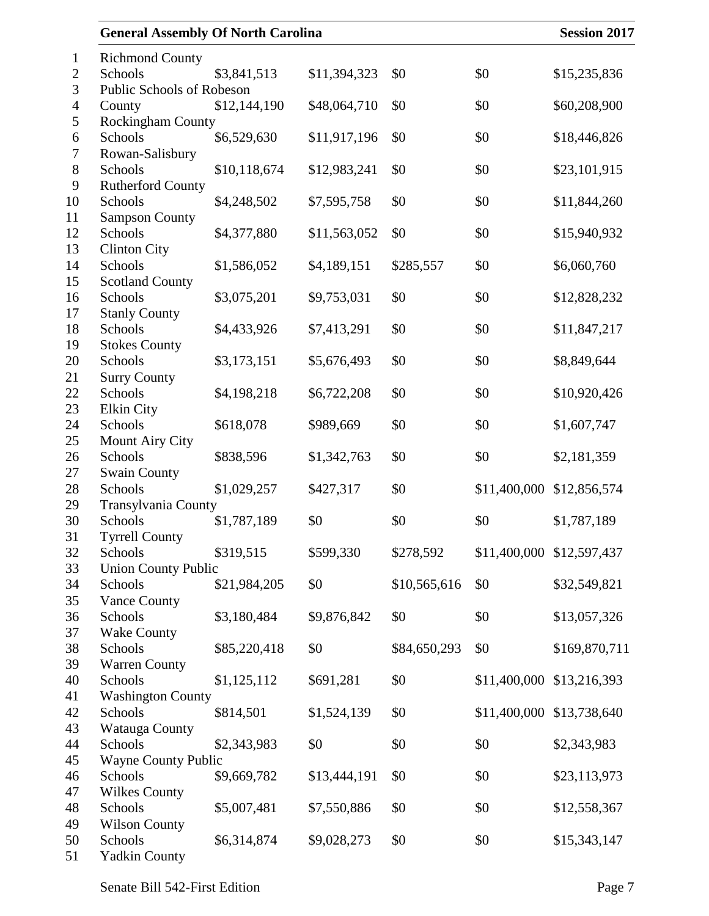| | | | | | |
|---|---|---|---|---|---|
| Richmond County Schools | $3,841,513 | $11,394,323 | $0 | $0 | $15,235,836 |
| Public Schools of Robeson County | $12,144,190 | $48,064,710 | $0 | $0 | $60,208,900 |
| Rockingham County Schools | $6,529,630 | $11,917,196 | $0 | $0 | $18,446,826 |
| Rowan-Salisbury Schools | $10,118,674 | $12,983,241 | $0 | $0 | $23,101,915 |
| Rutherford County Schools | $4,248,502 | $7,595,758 | $0 | $0 | $11,844,260 |
| Sampson County Schools | $4,377,880 | $11,563,052 | $0 | $0 | $15,940,932 |
| Clinton City Schools | $1,586,052 | $4,189,151 | $285,557 | $0 | $6,060,760 |
| Scotland County Schools | $3,075,201 | $9,753,031 | $0 | $0 | $12,828,232 |
| Stanly County Schools | $4,433,926 | $7,413,291 | $0 | $0 | $11,847,217 |
| Stokes County Schools | $3,173,151 | $5,676,493 | $0 | $0 | $8,849,644 |
| Surry County Schools | $4,198,218 | $6,722,208 | $0 | $0 | $10,920,426 |
| Elkin City Schools | $618,078 | $989,669 | $0 | $0 | $1,607,747 |
| Mount Airy City Schools | $838,596 | $1,342,763 | $0 | $0 | $2,181,359 |
| Swain County Schools | $1,029,257 | $427,317 | $0 | $11,400,000 | $12,856,574 |
| Transylvania County Schools | $1,787,189 | $0 | $0 | $0 | $1,787,189 |
| Tyrrell County Schools | $319,515 | $599,330 | $278,592 | $11,400,000 | $12,597,437 |
| Union County Public Schools | $21,984,205 | $0 | $10,565,616 | $0 | $32,549,821 |
| Vance County Schools | $3,180,484 | $9,876,842 | $0 | $0 | $13,057,326 |
| Wake County Schools | $85,220,418 | $0 | $84,650,293 | $0 | $169,870,711 |
| Warren County Schools | $1,125,112 | $691,281 | $0 | $11,400,000 | $13,216,393 |
| Washington County Schools | $814,501 | $1,524,139 | $0 | $11,400,000 | $13,738,640 |
| Watauga County Schools | $2,343,983 | $0 | $0 | $0 | $2,343,983 |
| Wayne County Public Schools | $9,669,782 | $13,444,191 | $0 | $0 | $23,113,973 |
| Wilkes County Schools | $5,007,481 | $7,550,886 | $0 | $0 | $12,558,367 |
| Wilson County Schools | $6,314,874 | $9,028,273 | $0 | $0 | $15,343,147 |
| Yadkin County | | | | | |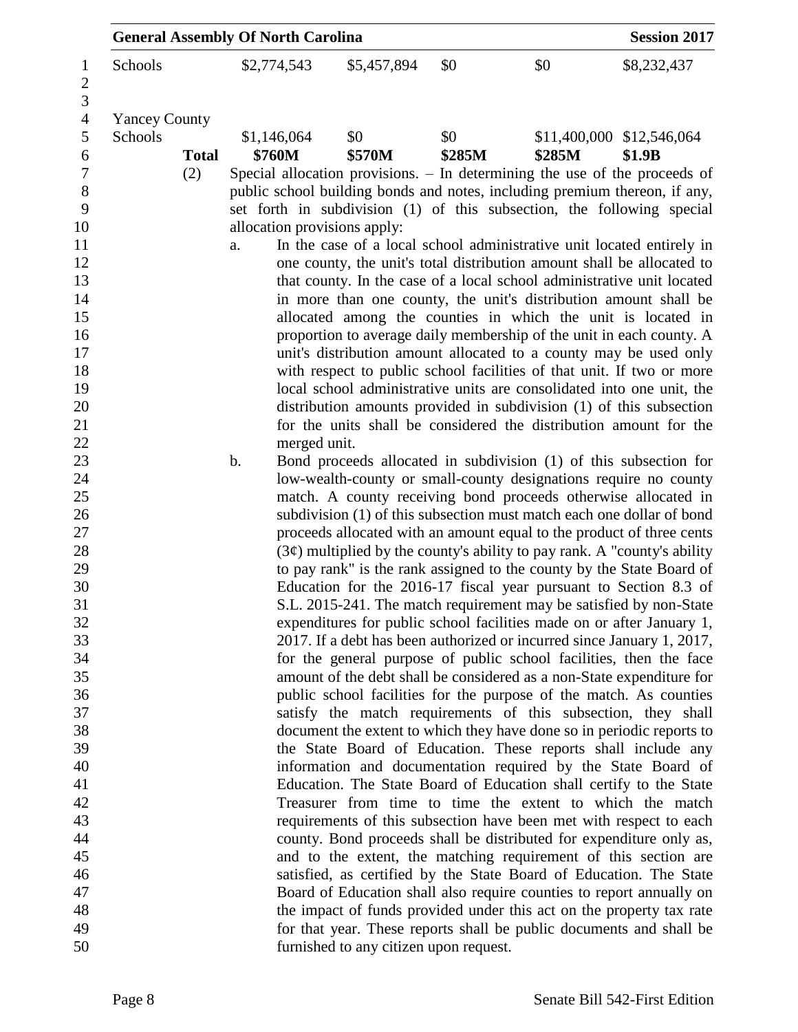| | | | | | |
|---|---|---|---|---|---|
| Schools | $2,774,543 | $5,457,894 | $0 | $0 | $8,232,437 |
| Yancey County Schools | $1,146,064 | $0 | $0 | $11,400,000 | $12,546,064 |
| **Total** | **$760M** | **$570M** | **$285M** | **$285M** | **$1.9B** |

(2) Special allocation provisions. – In determining the use of the proceeds of public school building bonds and notes, including premium thereon, if any, set forth in subdivision (1) of this subsection, the following special allocation provisions apply:

a. In the case of a local school administrative unit located entirely in one county, the unit's total distribution amount shall be allocated to that county. In the case of a local school administrative unit located in more than one county, the unit's distribution amount shall be allocated among the counties in which the unit is located in proportion to average daily membership of the unit in each county. A unit's distribution amount allocated to a county may be used only with respect to public school facilities of that unit. If two or more local school administrative units are consolidated into one unit, the distribution amounts provided in subdivision (1) of this subsection for the units shall be considered the distribution amount for the merged unit.

b. Bond proceeds allocated in subdivision (1) of this subsection for low-wealth-county or small-county designations require no county match. A county receiving bond proceeds otherwise allocated in subdivision (1) of this subsection must match each one dollar of bond proceeds allocated with an amount equal to the product of three cents (3¢) multiplied by the county's ability to pay rank. A "county's ability to pay rank" is the rank assigned to the county by the State Board of Education for the 2016-17 fiscal year pursuant to Section 8.3 of S.L. 2015-241. The match requirement may be satisfied by non-State expenditures for public school facilities made on or after January 1, 2017. If a debt has been authorized or incurred since January 1, 2017, for the general purpose of public school facilities, then the face amount of the debt shall be considered as a non-State expenditure for public school facilities for the purpose of the match. As counties satisfy the match requirements of this subsection, they shall document the extent to which they have done so in periodic reports to the State Board of Education. These reports shall include any information and documentation required by the State Board of Education. The State Board of Education shall certify to the State Treasurer from time to time the extent to which the match requirements of this subsection have been met with respect to each county. Bond proceeds shall be distributed for expenditure only as, and to the extent, the matching requirement of this section are satisfied, as certified by the State Board of Education. The State Board of Education shall also require counties to report annually on the impact of funds provided under this act on the property tax rate for that year. These reports shall be public documents and shall be furnished to any citizen upon request.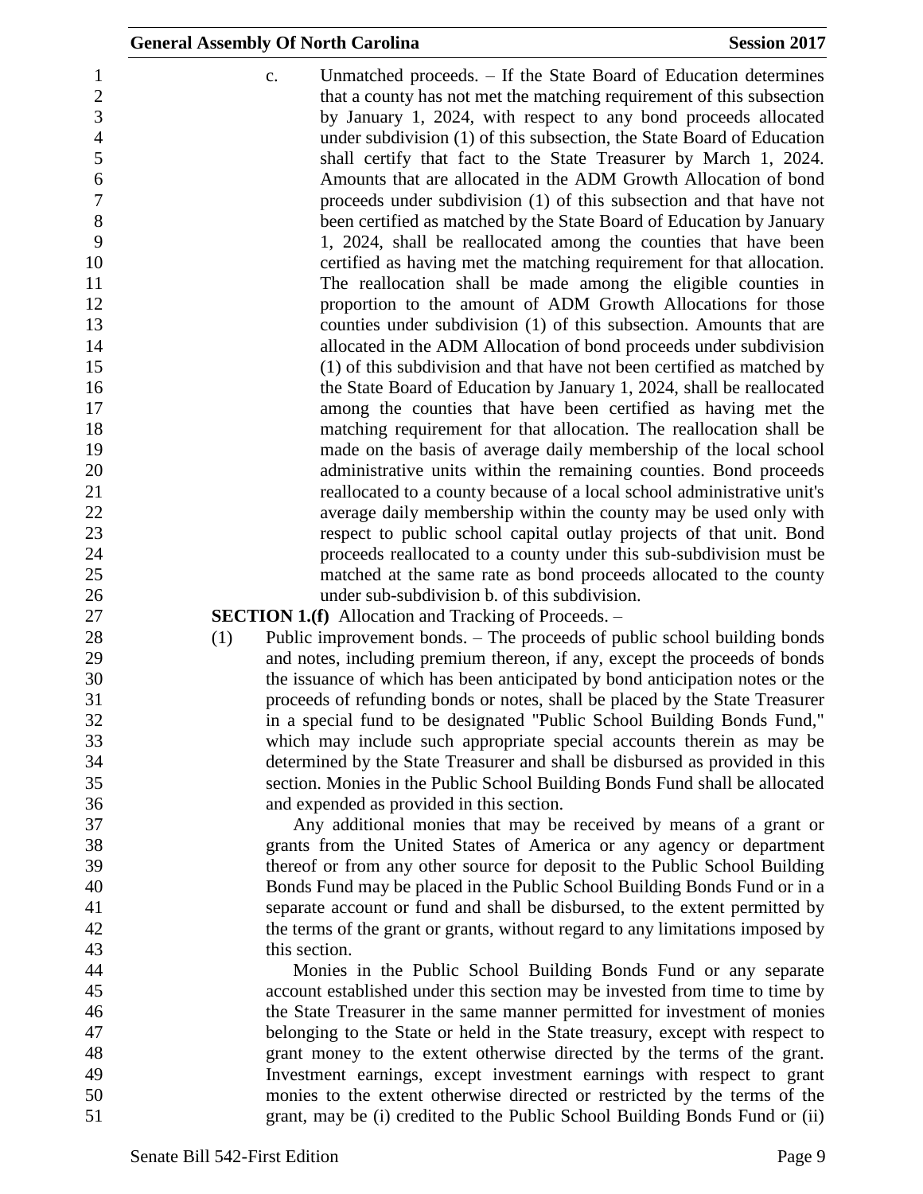c. Unmatched proceeds. – If the State Board of Education determines that a county has not met the matching requirement of this subsection by January 1, 2024, with respect to any bond proceeds allocated under subdivision (1) of this subsection, the State Board of Education shall certify that fact to the State Treasurer by March 1, 2024. Amounts that are allocated in the ADM Growth Allocation of bond proceeds under subdivision (1) of this subsection and that have not been certified as matched by the State Board of Education by January 1, 2024, shall be reallocated among the counties that have been certified as having met the matching requirement for that allocation. The reallocation shall be made among the eligible counties in proportion to the amount of ADM Growth Allocations for those counties under subdivision (1) of this subsection. Amounts that are allocated in the ADM Allocation of bond proceeds under subdivision (1) of this subdivision and that have not been certified as matched by the State Board of Education by January 1, 2024, shall be reallocated among the counties that have been certified as having met the matching requirement for that allocation. The reallocation shall be made on the basis of average daily membership of the local school administrative units within the remaining counties. Bond proceeds reallocated to a county because of a local school administrative unit's average daily membership within the county may be used only with respect to public school capital outlay projects of that unit. Bond proceeds reallocated to a county under this sub-subdivision must be matched at the same rate as bond proceeds allocated to the county under sub-subdivision b. of this subdivision.

**SECTION 1.(f)** Allocation and Tracking of Proceeds. –

(1) Public improvement bonds. – The proceeds of public school building bonds and notes, including premium thereon, if any, except the proceeds of bonds the issuance of which has been anticipated by bond anticipation notes or the proceeds of refunding bonds or notes, shall be placed by the State Treasurer in a special fund to be designated "Public School Building Bonds Fund," which may include such appropriate special accounts therein as may be determined by the State Treasurer and shall be disbursed as provided in this section. Monies in the Public School Building Bonds Fund shall be allocated and expended as provided in this section.

Any additional monies that may be received by means of a grant or grants from the United States of America or any agency or department thereof or from any other source for deposit to the Public School Building Bonds Fund may be placed in the Public School Building Bonds Fund or in a separate account or fund and shall be disbursed, to the extent permitted by the terms of the grant or grants, without regard to any limitations imposed by this section.

Monies in the Public School Building Bonds Fund or any separate account established under this section may be invested from time to time by the State Treasurer in the same manner permitted for investment of monies belonging to the State or held in the State treasury, except with respect to grant money to the extent otherwise directed by the terms of the grant. Investment earnings, except investment earnings with respect to grant monies to the extent otherwise directed or restricted by the terms of the grant, may be (i) credited to the Public School Building Bonds Fund or (ii)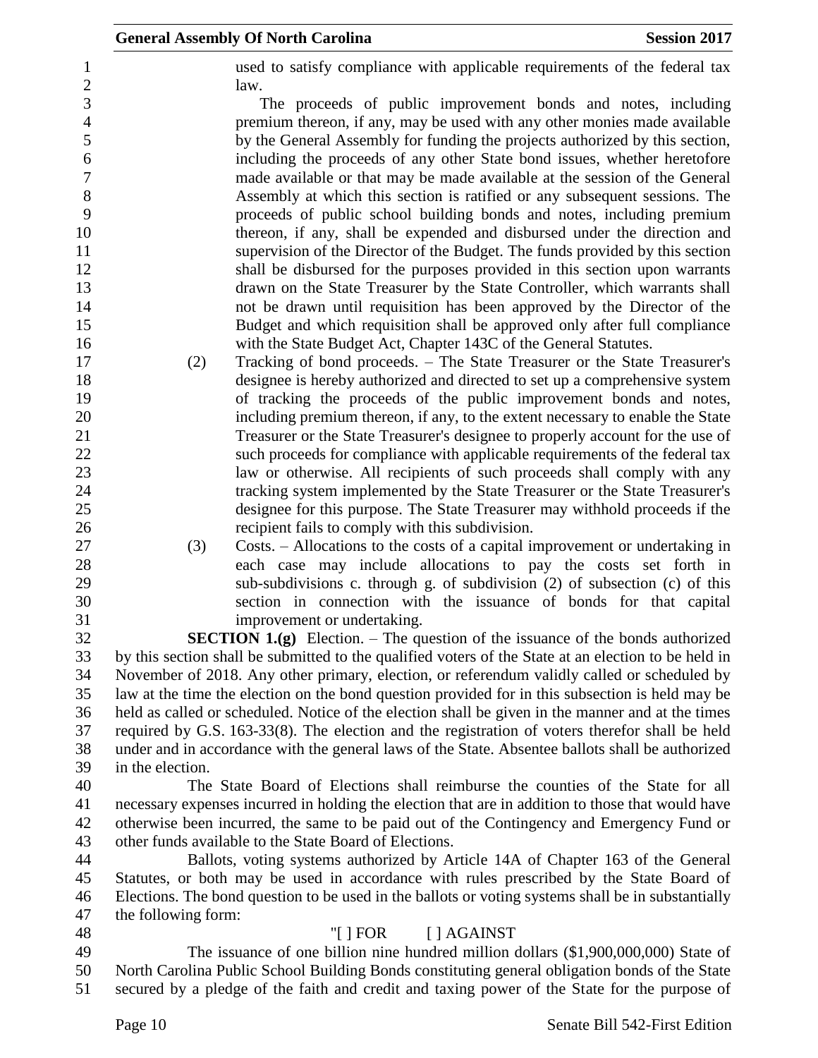used to satisfy compliance with applicable requirements of the federal tax law.

The proceeds of public improvement bonds and notes, including premium thereon, if any, may be used with any other monies made available by the General Assembly for funding the projects authorized by this section, including the proceeds of any other State bond issues, whether heretofore made available or that may be made available at the session of the General Assembly at which this section is ratified or any subsequent sessions. The proceeds of public school building bonds and notes, including premium thereon, if any, shall be expended and disbursed under the direction and supervision of the Director of the Budget. The funds provided by this section shall be disbursed for the purposes provided in this section upon warrants drawn on the State Treasurer by the State Controller, which warrants shall not be drawn until requisition has been approved by the Director of the Budget and which requisition shall be approved only after full compliance with the State Budget Act, Chapter 143C of the General Statutes.

(2) Tracking of bond proceeds. – The State Treasurer or the State Treasurer's designee is hereby authorized and directed to set up a comprehensive system of tracking the proceeds of the public improvement bonds and notes, including premium thereon, if any, to the extent necessary to enable the State Treasurer or the State Treasurer's designee to properly account for the use of such proceeds for compliance with applicable requirements of the federal tax law or otherwise. All recipients of such proceeds shall comply with any tracking system implemented by the State Treasurer or the State Treasurer's designee for this purpose. The State Treasurer may withhold proceeds if the recipient fails to comply with this subdivision.

(3) Costs. – Allocations to the costs of a capital improvement or undertaking in each case may include allocations to pay the costs set forth in sub-subdivisions c. through g. of subdivision (2) of subsection (c) of this section in connection with the issuance of bonds for that capital improvement or undertaking.

**SECTION 1.(g)** Election. – The question of the issuance of the bonds authorized by this section shall be submitted to the qualified voters of the State at an election to be held in November of 2018. Any other primary, election, or referendum validly called or scheduled by law at the time the election on the bond question provided for in this subsection is held may be held as called or scheduled. Notice of the election shall be given in the manner and at the times required by G.S. 163-33(8). The election and the registration of voters therefor shall be held under and in accordance with the general laws of the State. Absentee ballots shall be authorized in the election.

The State Board of Elections shall reimburse the counties of the State for all necessary expenses incurred in holding the election that are in addition to those that would have otherwise been incurred, the same to be paid out of the Contingency and Emergency Fund or other funds available to the State Board of Elections.

Ballots, voting systems authorized by Article 14A of Chapter 163 of the General Statutes, or both may be used in accordance with rules prescribed by the State Board of Elections. The bond question to be used in the ballots or voting systems shall be in substantially the following form:

"[ ] FOR [ ] AGAINST

The issuance of one billion nine hundred million dollars ($1,900,000,000) State of North Carolina Public School Building Bonds constituting general obligation bonds of the State secured by a pledge of the faith and credit and taxing power of the State for the purpose of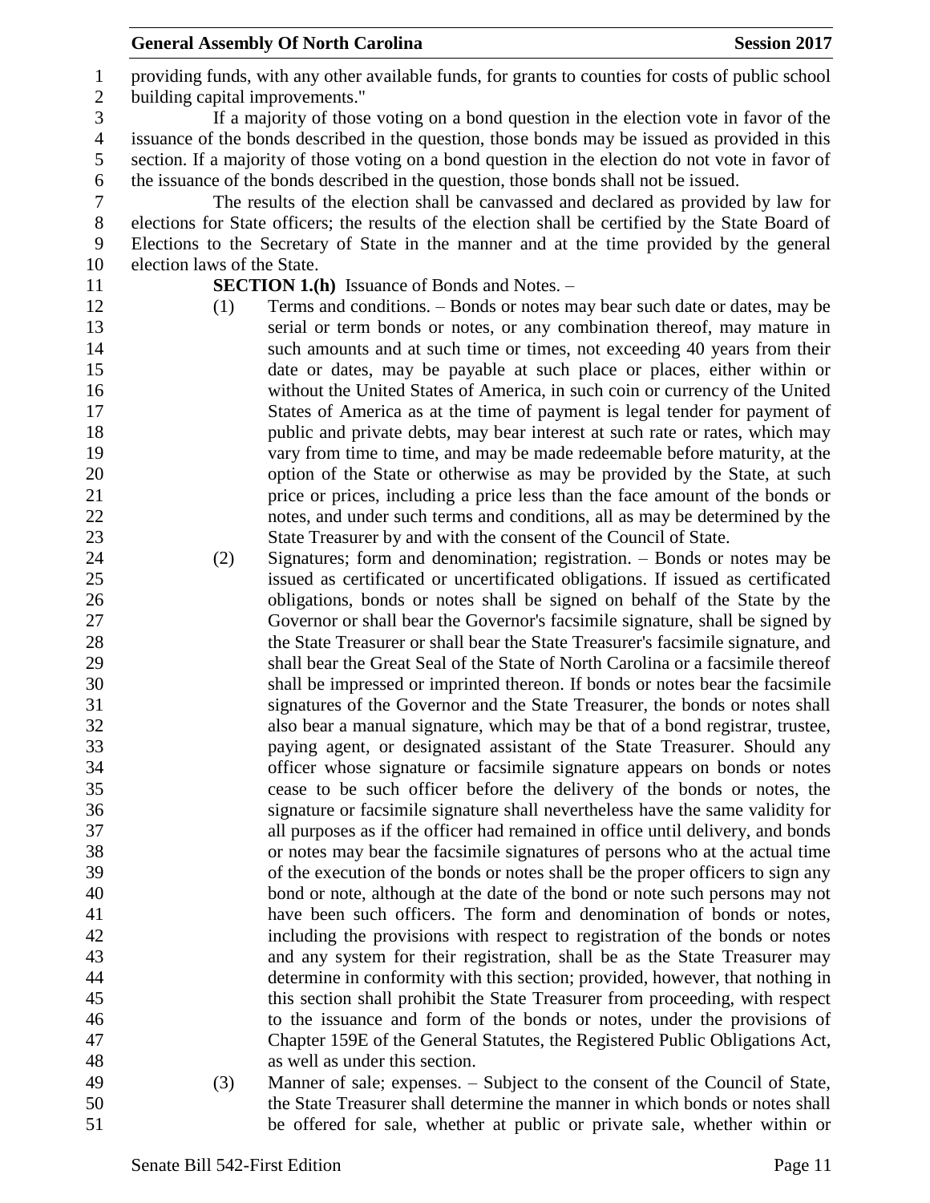providing funds, with any other available funds, for grants to counties for costs of public school building capital improvements."

If a majority of those voting on a bond question in the election vote in favor of the issuance of the bonds described in the question, those bonds may be issued as provided in this section. If a majority of those voting on a bond question in the election do not vote in favor of the issuance of the bonds described in the question, those bonds shall not be issued.

The results of the election shall be canvassed and declared as provided by law for elections for State officers; the results of the election shall be certified by the State Board of Elections to the Secretary of State in the manner and at the time provided by the general election laws of the State.

**SECTION 1.(h)** Issuance of Bonds and Notes. –

(1) Terms and conditions. – Bonds or notes may bear such date or dates, may be serial or term bonds or notes, or any combination thereof, may mature in such amounts and at such time or times, not exceeding 40 years from their date or dates, may be payable at such place or places, either within or without the United States of America, in such coin or currency of the United States of America as at the time of payment is legal tender for payment of public and private debts, may bear interest at such rate or rates, which may vary from time to time, and may be made redeemable before maturity, at the option of the State or otherwise as may be provided by the State, at such price or prices, including a price less than the face amount of the bonds or notes, and under such terms and conditions, all as may be determined by the State Treasurer by and with the consent of the Council of State.

(2) Signatures; form and denomination; registration. – Bonds or notes may be issued as certificated or uncertificated obligations. If issued as certificated obligations, bonds or notes shall be signed on behalf of the State by the Governor or shall bear the Governor's facsimile signature, shall be signed by the State Treasurer or shall bear the State Treasurer's facsimile signature, and shall bear the Great Seal of the State of North Carolina or a facsimile thereof shall be impressed or imprinted thereon. If bonds or notes bear the facsimile signatures of the Governor and the State Treasurer, the bonds or notes shall also bear a manual signature, which may be that of a bond registrar, trustee, paying agent, or designated assistant of the State Treasurer. Should any officer whose signature or facsimile signature appears on bonds or notes cease to be such officer before the delivery of the bonds or notes, the signature or facsimile signature shall nevertheless have the same validity for all purposes as if the officer had remained in office until delivery, and bonds or notes may bear the facsimile signatures of persons who at the actual time of the execution of the bonds or notes shall be the proper officers to sign any bond or note, although at the date of the bond or note such persons may not have been such officers. The form and denomination of bonds or notes, including the provisions with respect to registration of the bonds or notes and any system for their registration, shall be as the State Treasurer may determine in conformity with this section; provided, however, that nothing in this section shall prohibit the State Treasurer from proceeding, with respect to the issuance and form of the bonds or notes, under the provisions of Chapter 159E of the General Statutes, the Registered Public Obligations Act, as well as under this section.

(3) Manner of sale; expenses. – Subject to the consent of the Council of State, the State Treasurer shall determine the manner in which bonds or notes shall be offered for sale, whether at public or private sale, whether within or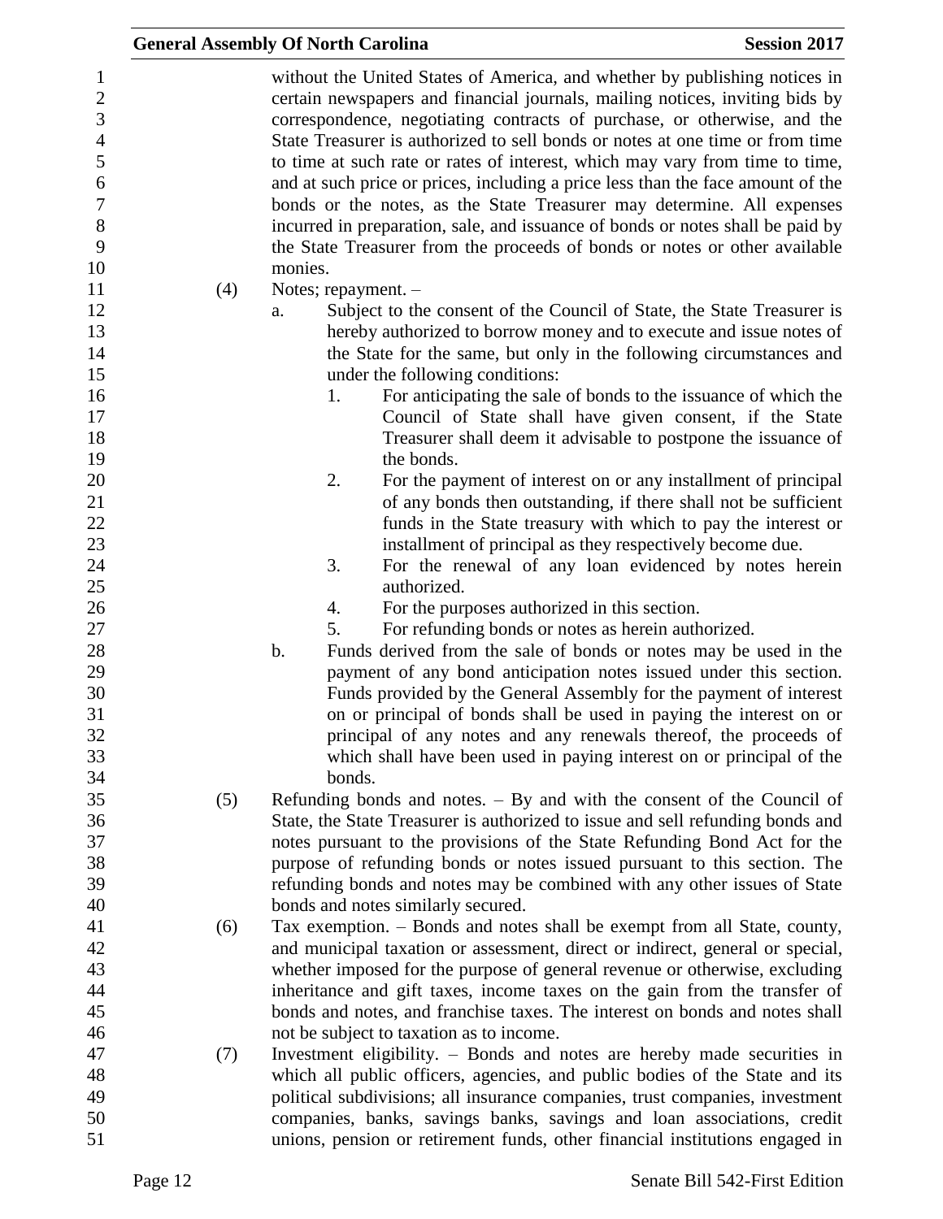without the United States of America, and whether by publishing notices in certain newspapers and financial journals, mailing notices, inviting bids by correspondence, negotiating contracts of purchase, or otherwise, and the State Treasurer is authorized to sell bonds or notes at one time or from time to time at such rate or rates of interest, which may vary from time to time, and at such price or prices, including a price less than the face amount of the bonds or the notes, as the State Treasurer may determine. All expenses incurred in preparation, sale, and issuance of bonds or notes shall be paid by the State Treasurer from the proceeds of bonds or notes or other available monies.

(4) Notes; repayment. –

a. Subject to the consent of the Council of State, the State Treasurer is hereby authorized to borrow money and to execute and issue notes of the State for the same, but only in the following circumstances and under the following conditions:

1. For anticipating the sale of bonds to the issuance of which the Council of State shall have given consent, if the State Treasurer shall deem it advisable to postpone the issuance of the bonds.
2. For the payment of interest on or any installment of principal of any bonds then outstanding, if there shall not be sufficient funds in the State treasury with which to pay the interest or installment of principal as they respectively become due.
3. For the renewal of any loan evidenced by notes herein authorized.
4. For the purposes authorized in this section.
5. For refunding bonds or notes as herein authorized.

b. Funds derived from the sale of bonds or notes may be used in the payment of any bond anticipation notes issued under this section. Funds provided by the General Assembly for the payment of interest on or principal of bonds shall be used in paying the interest on or principal of any notes and any renewals thereof, the proceeds of which shall have been used in paying interest on or principal of the bonds.

(5) Refunding bonds and notes. – By and with the consent of the Council of State, the State Treasurer is authorized to issue and sell refunding bonds and notes pursuant to the provisions of the State Refunding Bond Act for the purpose of refunding bonds or notes issued pursuant to this section. The refunding bonds and notes may be combined with any other issues of State bonds and notes similarly secured.

(6) Tax exemption. – Bonds and notes shall be exempt from all State, county, and municipal taxation or assessment, direct or indirect, general or special, whether imposed for the purpose of general revenue or otherwise, excluding inheritance and gift taxes, income taxes on the gain from the transfer of bonds and notes, and franchise taxes. The interest on bonds and notes shall not be subject to taxation as to income.

(7) Investment eligibility. – Bonds and notes are hereby made securities in which all public officers, agencies, and public bodies of the State and its political subdivisions; all insurance companies, trust companies, investment companies, banks, savings banks, savings and loan associations, credit unions, pension or retirement funds, other financial institutions engaged in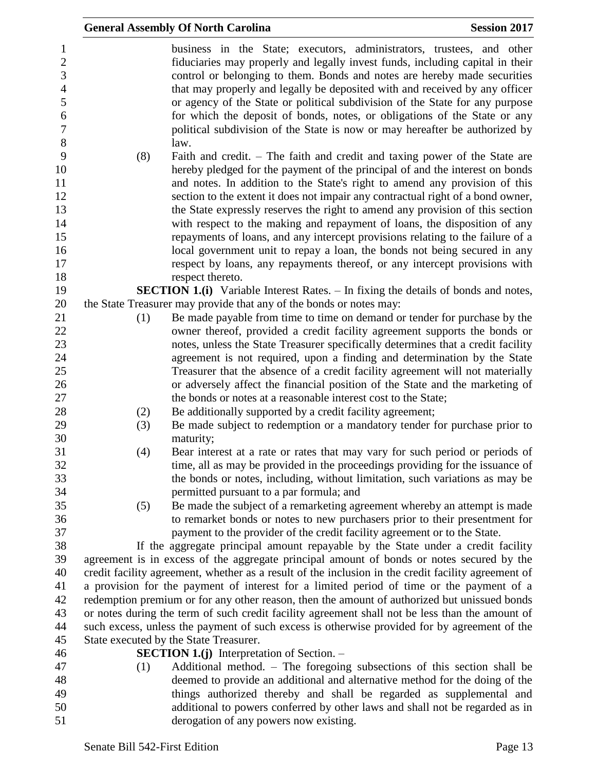business in the State; executors, administrators, trustees, and other fiduciaries may properly and legally invest funds, including capital in their control or belonging to them. Bonds and notes are hereby made securities that may properly and legally be deposited with and received by any officer or agency of the State or political subdivision of the State for any purpose for which the deposit of bonds, notes, or obligations of the State or any political subdivision of the State is now or may hereafter be authorized by law.

(8) Faith and credit. – The faith and credit and taxing power of the State are hereby pledged for the payment of the principal of and the interest on bonds and notes. In addition to the State's right to amend any provision of this section to the extent it does not impair any contractual right of a bond owner, the State expressly reserves the right to amend any provision of this section with respect to the making and repayment of loans, the disposition of any repayments of loans, and any intercept provisions relating to the failure of a local government unit to repay a loan, the bonds not being secured in any respect by loans, any repayments thereof, or any intercept provisions with respect thereto.

**SECTION 1.(i)** Variable Interest Rates. – In fixing the details of bonds and notes, the State Treasurer may provide that any of the bonds or notes may:

(1) Be made payable from time to time on demand or tender for purchase by the owner thereof, provided a credit facility agreement supports the bonds or notes, unless the State Treasurer specifically determines that a credit facility agreement is not required, upon a finding and determination by the State Treasurer that the absence of a credit facility agreement will not materially or adversely affect the financial position of the State and the marketing of the bonds or notes at a reasonable interest cost to the State;

(2) Be additionally supported by a credit facility agreement;

(3) Be made subject to redemption or a mandatory tender for purchase prior to maturity;

(4) Bear interest at a rate or rates that may vary for such period or periods of time, all as may be provided in the proceedings providing for the issuance of the bonds or notes, including, without limitation, such variations as may be permitted pursuant to a par formula; and

(5) Be made the subject of a remarketing agreement whereby an attempt is made to remarket bonds or notes to new purchasers prior to their presentment for payment to the provider of the credit facility agreement or to the State.

If the aggregate principal amount repayable by the State under a credit facility agreement is in excess of the aggregate principal amount of bonds or notes secured by the credit facility agreement, whether as a result of the inclusion in the credit facility agreement of a provision for the payment of interest for a limited period of time or the payment of a redemption premium or for any other reason, then the amount of authorized but unissued bonds or notes during the term of such credit facility agreement shall not be less than the amount of such excess, unless the payment of such excess is otherwise provided for by agreement of the State executed by the State Treasurer.

**SECTION 1.(j)** Interpretation of Section. –

(1) Additional method. – The foregoing subsections of this section shall be deemed to provide an additional and alternative method for the doing of the things authorized thereby and shall be regarded as supplemental and additional to powers conferred by other laws and shall not be regarded as in derogation of any powers now existing.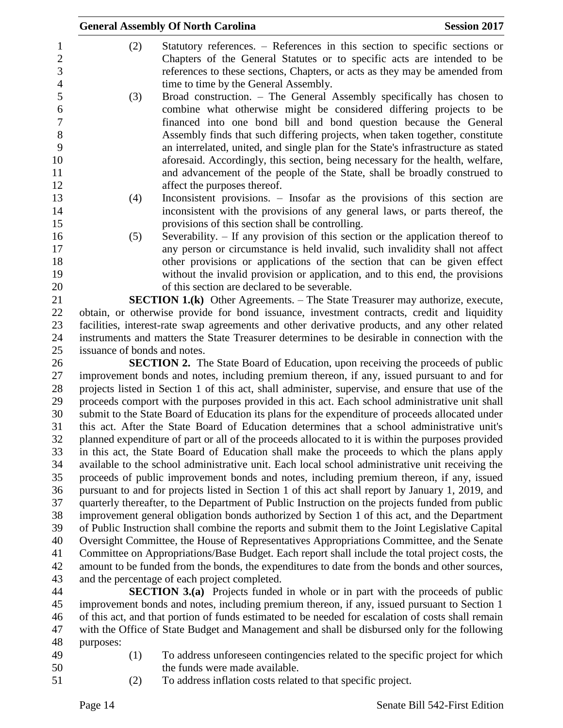(2) Statutory references. – References in this section to specific sections or Chapters of the General Statutes or to specific acts are intended to be references to these sections, Chapters, or acts as they may be amended from time to time by the General Assembly.

(3) Broad construction. – The General Assembly specifically has chosen to combine what otherwise might be considered differing projects to be financed into one bond bill and bond question because the General Assembly finds that such differing projects, when taken together, constitute an interrelated, united, and single plan for the State's infrastructure as stated aforesaid. Accordingly, this section, being necessary for the health, welfare, and advancement of the people of the State, shall be broadly construed to affect the purposes thereof.

(4) Inconsistent provisions. – Insofar as the provisions of this section are inconsistent with the provisions of any general laws, or parts thereof, the provisions of this section shall be controlling.

(5) Severability. – If any provision of this section or the application thereof to any person or circumstance is held invalid, such invalidity shall not affect other provisions or applications of the section that can be given effect without the invalid provision or application, and to this end, the provisions of this section are declared to be severable.

**SECTION 1.(k)** Other Agreements. – The State Treasurer may authorize, execute, obtain, or otherwise provide for bond issuance, investment contracts, credit and liquidity facilities, interest-rate swap agreements and other derivative products, and any other related instruments and matters the State Treasurer determines to be desirable in connection with the issuance of bonds and notes.

**SECTION 2.** The State Board of Education, upon receiving the proceeds of public improvement bonds and notes, including premium thereon, if any, issued pursuant to and for projects listed in Section 1 of this act, shall administer, supervise, and ensure that use of the proceeds comport with the purposes provided in this act. Each school administrative unit shall submit to the State Board of Education its plans for the expenditure of proceeds allocated under this act. After the State Board of Education determines that a school administrative unit's planned expenditure of part or all of the proceeds allocated to it is within the purposes provided in this act, the State Board of Education shall make the proceeds to which the plans apply available to the school administrative unit. Each local school administrative unit receiving the proceeds of public improvement bonds and notes, including premium thereon, if any, issued pursuant to and for projects listed in Section 1 of this act shall report by January 1, 2019, and quarterly thereafter, to the Department of Public Instruction on the projects funded from public improvement general obligation bonds authorized by Section 1 of this act, and the Department of Public Instruction shall combine the reports and submit them to the Joint Legislative Capital Oversight Committee, the House of Representatives Appropriations Committee, and the Senate Committee on Appropriations/Base Budget. Each report shall include the total project costs, the amount to be funded from the bonds, the expenditures to date from the bonds and other sources, and the percentage of each project completed.

**SECTION 3.(a)** Projects funded in whole or in part with the proceeds of public improvement bonds and notes, including premium thereon, if any, issued pursuant to Section 1 of this act, and that portion of funds estimated to be needed for escalation of costs shall remain with the Office of State Budget and Management and shall be disbursed only for the following purposes:

(1) To address unforeseen contingencies related to the specific project for which the funds were made available.

(2) To address inflation costs related to that specific project.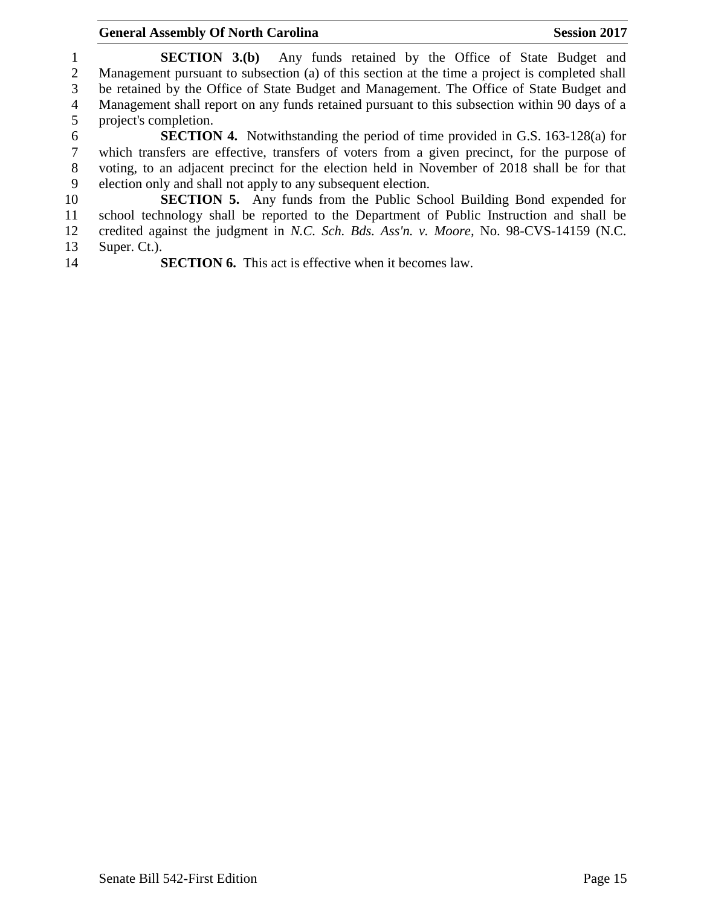**SECTION 3.(b)** Any funds retained by the Office of State Budget and Management pursuant to subsection (a) of this section at the time a project is completed shall be retained by the Office of State Budget and Management. The Office of State Budget and Management shall report on any funds retained pursuant to this subsection within 90 days of a project's completion.

**SECTION 4.** Notwithstanding the period of time provided in G.S. 163-128(a) for which transfers are effective, transfers of voters from a given precinct, for the purpose of voting, to an adjacent precinct for the election held in November of 2018 shall be for that election only and shall not apply to any subsequent election.

**SECTION 5.** Any funds from the Public School Building Bond expended for school technology shall be reported to the Department of Public Instruction and shall be credited against the judgment in *N.C. Sch. Bds. Ass'n. v. Moore*, No. 98-CVS-14159 (N.C. Super. Ct.).

**SECTION 6.** This act is effective when it becomes law.